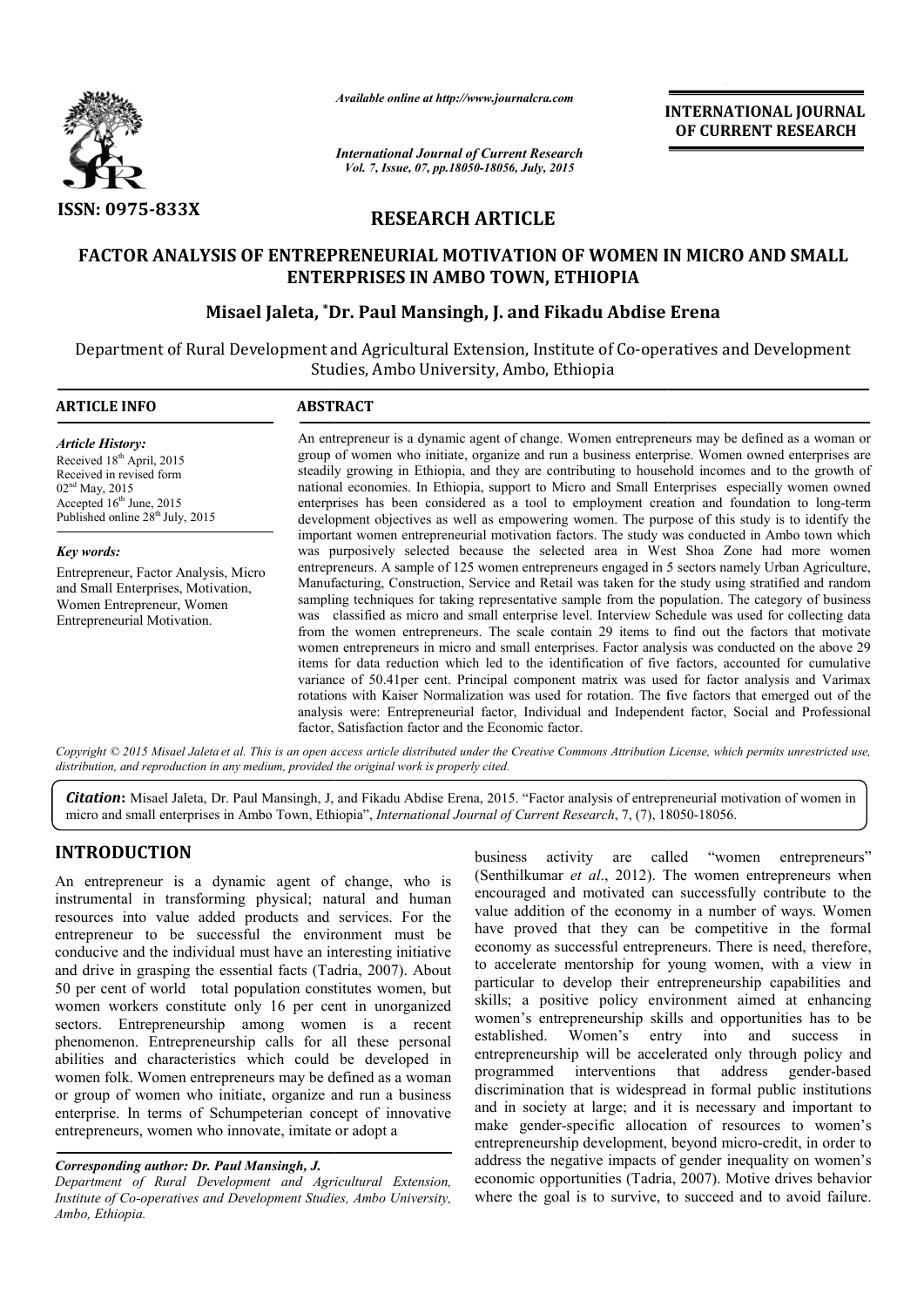ISSN: 0975-833X

*Available online at http://www.journalcra.com*

*International Journal of Current Research*
*Vol. 7, Issue, 07, pp.18050-18056, July, 2015*

**INTERNATIONAL JOURNAL OF CURRENT RESEARCH**

## RESEARCH ARTICLE

# FACTOR ANALYSIS OF ENTREPRENEURIAL MOTIVATION OF WOMEN IN MICRO AND SMALL ENTERPRISES IN AMBO TOWN, ETHIOPIA

### Misael Jaleta, *Dr. Paul Mansingh, J. and Fikadu Abdise Erena

Department of Rural Development and Agricultural Extension, Institute of Co-operatives and Development Studies, Ambo University, Ambo, Ethiopia

**ARTICLE INFO**

*Article History:*
Received 18th April, 2015
Received in revised form
02nd May, 2015
Accepted 16th June, 2015
Published online 28th July, 2015

*Key words:*
Entrepreneur, Factor Analysis, Micro and Small Enterprises, Motivation, Women Entrepreneur, Women Entrepreneurial Motivation.

**ABSTRACT**

An entrepreneur is a dynamic agent of change. Women entrepreneurs may be defined as a woman or group of women who initiate, organize and run a business enterprise. Women owned enterprises are steadily growing in Ethiopia, and they are contributing to household incomes and to the growth of national economies. In Ethiopia, support to Micro and Small Enterprises especially women owned enterprises has been considered as a tool to employment creation and foundation to long-term development objectives as well as empowering women. The purpose of this study is to identify the important women entrepreneurial motivation factors. The study was conducted in Ambo town which was purposively selected because the selected area in West Shoa Zone had more women entrepreneurs. A sample of 125 women entrepreneurs engaged in 5 sectors namely Urban Agriculture, Manufacturing, Construction, Service and Retail was taken for the study using stratified and random sampling techniques for taking representative sample from the population. The category of business was classified as micro and small enterprise level. Interview Schedule was used for collecting data from the women entrepreneurs. The scale contain 29 items to find out the factors that motivate women entrepreneurs in micro and small enterprises. Factor analysis was conducted on the above 29 items for data reduction which led to the identification of five factors, accounted for cumulative variance of 50.41per cent. Principal component matrix was used for factor analysis and Varimax rotations with Kaiser Normalization was used for rotation. The five factors that emerged out of the analysis were: Entrepreneurial factor, Individual and Independent factor, Social and Professional factor, Satisfaction factor and the Economic factor.

*Copyright © 2015 Misael Jaleta et al. This is an open access article distributed under the Creative Commons Attribution License, which permits unrestricted use, distribution, and reproduction in any medium, provided the original work is properly cited.*

***Citation:*** Misael Jaleta, Dr. Paul Mansingh, J, and Fikadu Abdise Erena, 2015. "Factor analysis of entrepreneurial motivation of women in micro and small enterprises in Ambo Town, Ethiopia", *International Journal of Current Research*, 7, (7), 18050-18056.

## INTRODUCTION

An entrepreneur is a dynamic agent of change, who is instrumental in transforming physical; natural and human resources into value added products and services. For the entrepreneur to be successful the environment must be conducive and the individual must have an interesting initiative and drive in grasping the essential facts (Tadria, 2007). About 50 per cent of world total population constitutes women, but women workers constitute only 16 per cent in unorganized sectors. Entrepreneurship among women is a recent phenomenon. Entrepreneurship calls for all these personal abilities and characteristics which could be developed in women folk. Women entrepreneurs may be defined as a woman or group of women who initiate, organize and run a business enterprise. In terms of Schumpeterian concept of innovative entrepreneurs, women who innovate, imitate or adopt a business activity are called "women entrepreneurs" (Senthilkumar *et al*., 2012). The women entrepreneurs when encouraged and motivated can successfully contribute to the value addition of the economy in a number of ways. Women have proved that they can be competitive in the formal economy as successful entrepreneurs. There is need, therefore, to accelerate mentorship for young women, with a view in particular to develop their entrepreneurship capabilities and skills; a positive policy environment aimed at enhancing women's entrepreneurship skills and opportunities has to be established. Women's entry into and success in entrepreneurship will be accelerated only through policy and programmed interventions that address gender-based discrimination that is widespread in formal public institutions and in society at large; and it is necessary and important to make gender-specific allocation of resources to women's entrepreneurship development, beyond micro-credit, in order to address the negative impacts of gender inequality on women's economic opportunities (Tadria, 2007). Motive drives behavior where the goal is to survive, to succeed and to avoid failure.

***Corresponding author: Dr. Paul Mansingh, J.***
*Department of Rural Development and Agricultural Extension, Institute of Co-operatives and Development Studies, Ambo University, Ambo, Ethiopia.*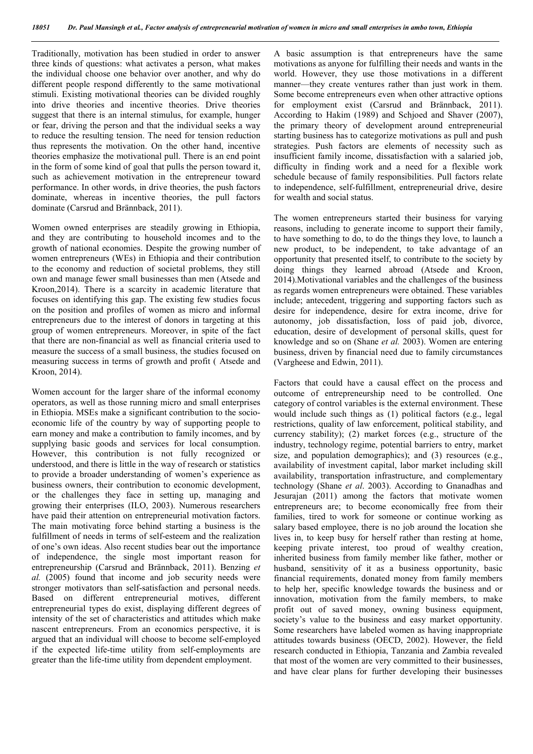Traditionally, motivation has been studied in order to answer three kinds of questions: what activates a person, what makes the individual choose one behavior over another, and why do different people respond differently to the same motivational stimuli. Existing motivational theories can be divided roughly into drive theories and incentive theories. Drive theories suggest that there is an internal stimulus, for example, hunger or fear, driving the person and that the individual seeks a way to reduce the resulting tension. The need for tension reduction thus represents the motivation. On the other hand, incentive theories emphasize the motivational pull. There is an end point in the form of some kind of goal that pulls the person toward it, such as achievement motivation in the entrepreneur toward performance. In other words, in drive theories, the push factors dominate, whereas in incentive theories, the pull factors dominate (Carsrud and Brännback, 2011).

Women owned enterprises are steadily growing in Ethiopia, and they are contributing to household incomes and to the growth of national economies. Despite the growing number of women entrepreneurs (WEs) in Ethiopia and their contribution to the economy and reduction of societal problems, they still own and manage fewer small businesses than men (Atsede and Kroon,2014). There is a scarcity in academic literature that focuses on identifying this gap. The existing few studies focus on the position and profiles of women as micro and informal entrepreneurs due to the interest of donors in targeting at this group of women entrepreneurs. Moreover, in spite of the fact that there are non-financial as well as financial criteria used to measure the success of a small business, the studies focused on measuring success in terms of growth and profit ( Atsede and Kroon, 2014).

Women account for the larger share of the informal economy operators, as well as those running micro and small enterprises in Ethiopia. MSEs make a significant contribution to the socio-economic life of the country by way of supporting people to earn money and make a contribution to family incomes, and by supplying basic goods and services for local consumption. However, this contribution is not fully recognized or understood, and there is little in the way of research or statistics to provide a broader understanding of women's experience as business owners, their contribution to economic development, or the challenges they face in setting up, managing and growing their enterprises (ILO, 2003). Numerous researchers have paid their attention on entrepreneurial motivation factors. The main motivating force behind starting a business is the fulfillment of needs in terms of self-esteem and the realization of one's own ideas. Also recent studies bear out the importance of independence, the single most important reason for entrepreneurship (Carsrud and Brännback, 2011). Benzing *et al.* (2005) found that income and job security needs were stronger motivators than self-satisfaction and personal needs. Based on different entrepreneurial motives, different entrepreneurial types do exist, displaying different degrees of intensity of the set of characteristics and attitudes which make nascent entrepreneurs. From an economics perspective, it is argued that an individual will choose to become self-employed if the expected life-time utility from self-employments are greater than the life-time utility from dependent employment.

A basic assumption is that entrepreneurs have the same motivations as anyone for fulfilling their needs and wants in the world. However, they use those motivations in a different manner—they create ventures rather than just work in them. Some become entrepreneurs even when other attractive options for employment exist (Carsrud and Brännback, 2011). According to Hakim (1989) and Schjoed and Shaver (2007), the primary theory of development around entrepreneurial starting business has to categorize motivations as pull and push strategies. Push factors are elements of necessity such as insufficient family income, dissatisfaction with a salaried job, difficulty in finding work and a need for a flexible work schedule because of family responsibilities. Pull factors relate to independence, self-fulfillment, entrepreneurial drive, desire for wealth and social status.

The women entrepreneurs started their business for varying reasons, including to generate income to support their family, to have something to do, to do the things they love, to launch a new product, to be independent, to take advantage of an opportunity that presented itself, to contribute to the society by doing things they learned abroad (Atsede and Kroon, 2014).Motivational variables and the challenges of the business as regards women entrepreneurs were obtained. These variables include; antecedent, triggering and supporting factors such as desire for independence, desire for extra income, drive for autonomy, job dissatisfaction, loss of paid job, divorce, education, desire of development of personal skills, quest for knowledge and so on (Shane *et al.* 2003). Women are entering business, driven by financial need due to family circumstances (Vargheese and Edwin, 2011).

Factors that could have a causal effect on the process and outcome of entrepreneurship need to be controlled. One category of control variables is the external environment. These would include such things as (1) political factors (e.g., legal restrictions, quality of law enforcement, political stability, and currency stability); (2) market forces (e.g., structure of the industry, technology regime, potential barriers to entry, market size, and population demographics); and (3) resources (e.g., availability of investment capital, labor market including skill availability, transportation infrastructure, and complementary technology (Shane *et al*. 2003). According to Gnanadhas and Jesurajan (2011) among the factors that motivate women entrepreneurs are; to become economically free from their families, tired to work for someone or continue working as salary based employee, there is no job around the location she lives in, to keep busy for herself rather than resting at home, keeping private interest, too proud of wealthy creation, inherited business from family member like father, mother or husband, sensitivity of it as a business opportunity, basic financial requirements, donated money from family members to help her, specific knowledge towards the business and or innovation, motivation from the family members, to make profit out of saved money, owning business equipment, society's value to the business and easy market opportunity. Some researchers have labeled women as having inappropriate attitudes towards business (OECD, 2002). However, the field research conducted in Ethiopia, Tanzania and Zambia revealed that most of the women are very committed to their businesses, and have clear plans for further developing their businesses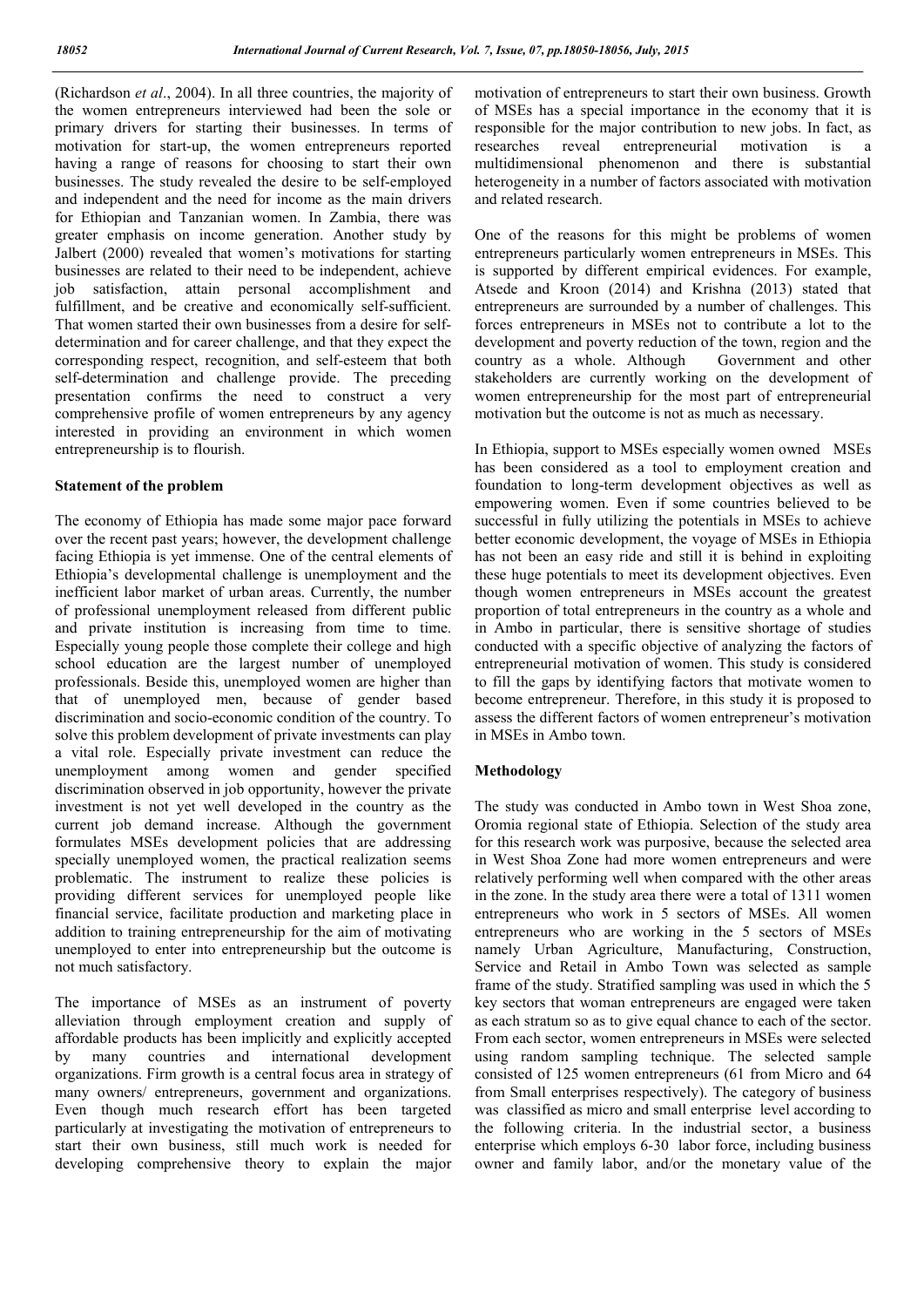(Richardson *et al*., 2004). In all three countries, the majority of the women entrepreneurs interviewed had been the sole or primary drivers for starting their businesses. In terms of motivation for start-up, the women entrepreneurs reported having a range of reasons for choosing to start their own businesses. The study revealed the desire to be self-employed and independent and the need for income as the main drivers for Ethiopian and Tanzanian women. In Zambia, there was greater emphasis on income generation. Another study by Jalbert (2000) revealed that women's motivations for starting businesses are related to their need to be independent, achieve job satisfaction, attain personal accomplishment and fulfillment, and be creative and economically self-sufficient. That women started their own businesses from a desire for self-determination and for career challenge, and that they expect the corresponding respect, recognition, and self-esteem that both self-determination and challenge provide. The preceding presentation confirms the need to construct a very comprehensive profile of women entrepreneurs by any agency interested in providing an environment in which women entrepreneurship is to flourish.

## Statement of the problem

The economy of Ethiopia has made some major pace forward over the recent past years; however, the development challenge facing Ethiopia is yet immense. One of the central elements of Ethiopia's developmental challenge is unemployment and the inefficient labor market of urban areas. Currently, the number of professional unemployment released from different public and private institution is increasing from time to time. Especially young people those complete their college and high school education are the largest number of unemployed professionals. Beside this, unemployed women are higher than that of unemployed men, because of gender based discrimination and socio-economic condition of the country. To solve this problem development of private investments can play a vital role. Especially private investment can reduce the unemployment among women and gender specified discrimination observed in job opportunity, however the private investment is not yet well developed in the country as the current job demand increase. Although the government formulates MSEs development policies that are addressing specially unemployed women, the practical realization seems problematic. The instrument to realize these policies is providing different services for unemployed people like financial service, facilitate production and marketing place in addition to training entrepreneurship for the aim of motivating unemployed to enter into entrepreneurship but the outcome is not much satisfactory.

The importance of MSEs as an instrument of poverty alleviation through employment creation and supply of affordable products has been implicitly and explicitly accepted by many countries and international development organizations. Firm growth is a central focus area in strategy of many owners/ entrepreneurs, government and organizations. Even though much research effort has been targeted particularly at investigating the motivation of entrepreneurs to start their own business, still much work is needed for developing comprehensive theory to explain the major motivation of entrepreneurs to start their own business. Growth of MSEs has a special importance in the economy that it is responsible for the major contribution to new jobs. In fact, as researches reveal entrepreneurial motivation is a multidimensional phenomenon and there is substantial heterogeneity in a number of factors associated with motivation and related research.

One of the reasons for this might be problems of women entrepreneurs particularly women entrepreneurs in MSEs. This is supported by different empirical evidences. For example, Atsede and Kroon (2014) and Krishna (2013) stated that entrepreneurs are surrounded by a number of challenges. This forces entrepreneurs in MSEs not to contribute a lot to the development and poverty reduction of the town, region and the country as a whole. Although Government and other stakeholders are currently working on the development of women entrepreneurship for the most part of entrepreneurial motivation but the outcome is not as much as necessary.

In Ethiopia, support to MSEs especially women owned MSEs has been considered as a tool to employment creation and foundation to long-term development objectives as well as empowering women. Even if some countries believed to be successful in fully utilizing the potentials in MSEs to achieve better economic development, the voyage of MSEs in Ethiopia has not been an easy ride and still it is behind in exploiting these huge potentials to meet its development objectives. Even though women entrepreneurs in MSEs account the greatest proportion of total entrepreneurs in the country as a whole and in Ambo in particular, there is sensitive shortage of studies conducted with a specific objective of analyzing the factors of entrepreneurial motivation of women. This study is considered to fill the gaps by identifying factors that motivate women to become entrepreneur. Therefore, in this study it is proposed to assess the different factors of women entrepreneur's motivation in MSEs in Ambo town.

## Methodology

The study was conducted in Ambo town in West Shoa zone, Oromia regional state of Ethiopia. Selection of the study area for this research work was purposive, because the selected area in West Shoa Zone had more women entrepreneurs and were relatively performing well when compared with the other areas in the zone. In the study area there were a total of 1311 women entrepreneurs who work in 5 sectors of MSEs. All women entrepreneurs who are working in the 5 sectors of MSEs namely Urban Agriculture, Manufacturing, Construction, Service and Retail in Ambo Town was selected as sample frame of the study. Stratified sampling was used in which the 5 key sectors that woman entrepreneurs are engaged were taken as each stratum so as to give equal chance to each of the sector. From each sector, women entrepreneurs in MSEs were selected using random sampling technique. The selected sample consisted of 125 women entrepreneurs (61 from Micro and 64 from Small enterprises respectively). The category of business was classified as micro and small enterprise level according to the following criteria. In the industrial sector, a business enterprise which employs 6-30 labor force, including business owner and family labor, and/or the monetary value of the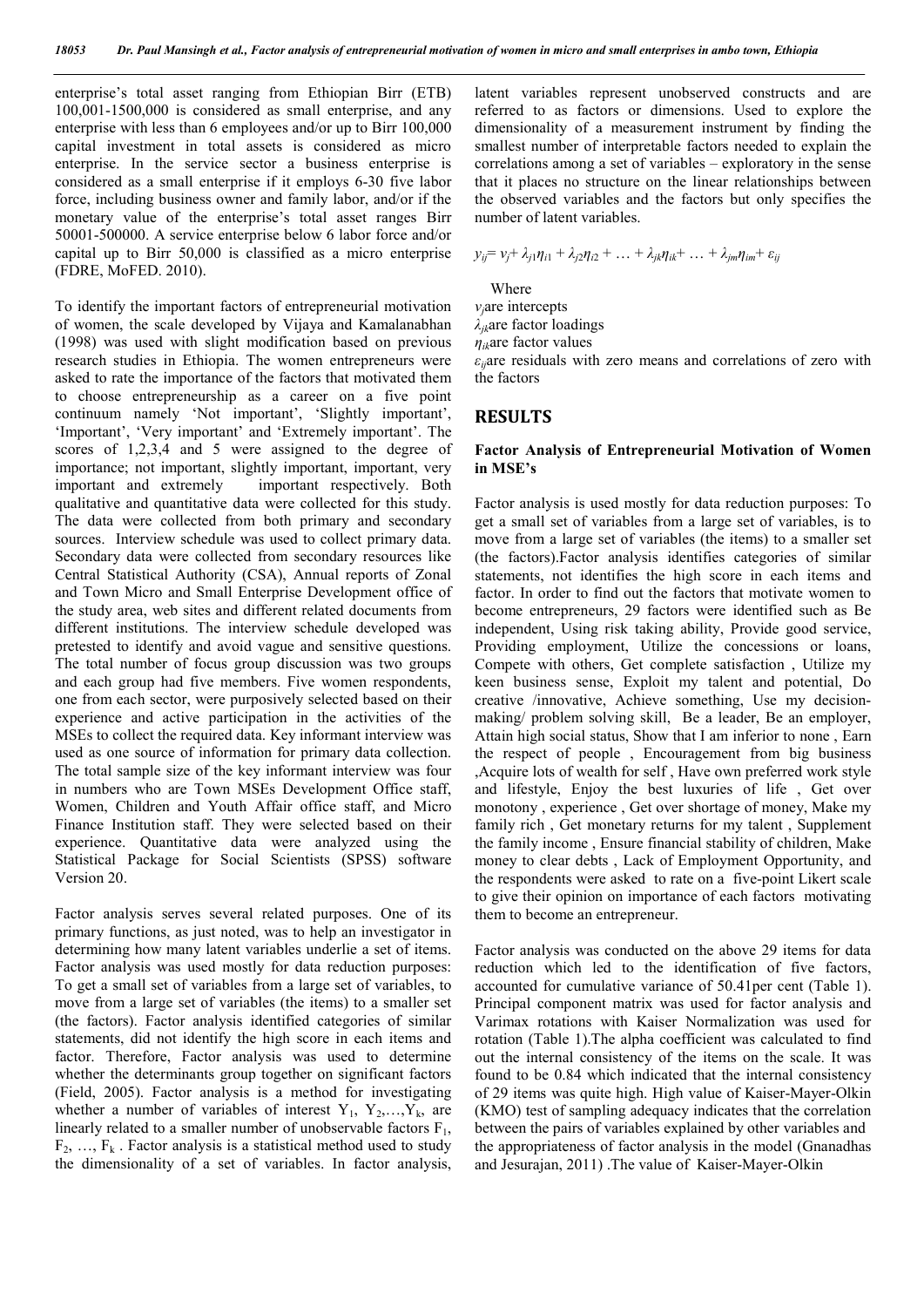enterprise's total asset ranging from Ethiopian Birr (ETB) 100,001-1500,000 is considered as small enterprise, and any enterprise with less than 6 employees and/or up to Birr 100,000 capital investment in total assets is considered as micro enterprise. In the service sector a business enterprise is considered as a small enterprise if it employs 6-30 five labor force, including business owner and family labor, and/or if the monetary value of the enterprise's total asset ranges Birr 50001-500000. A service enterprise below 6 labor force and/or capital up to Birr 50,000 is classified as a micro enterprise (FDRE, MoFED. 2010).

To identify the important factors of entrepreneurial motivation of women, the scale developed by Vijaya and Kamalanabhan (1998) was used with slight modification based on previous research studies in Ethiopia. The women entrepreneurs were asked to rate the importance of the factors that motivated them to choose entrepreneurship as a career on a five point continuum namely 'Not important', 'Slightly important', 'Important', 'Very important' and 'Extremely important'. The scores of 1,2,3,4 and 5 were assigned to the degree of importance; not important, slightly important, important, very important and extremely important respectively. Both qualitative and quantitative data were collected for this study. The data were collected from both primary and secondary sources. Interview schedule was used to collect primary data. Secondary data were collected from secondary resources like Central Statistical Authority (CSA), Annual reports of Zonal and Town Micro and Small Enterprise Development office of the study area, web sites and different related documents from different institutions. The interview schedule developed was pretested to identify and avoid vague and sensitive questions. The total number of focus group discussion was two groups and each group had five members. Five women respondents, one from each sector, were purposively selected based on their experience and active participation in the activities of the MSEs to collect the required data. Key informant interview was used as one source of information for primary data collection. The total sample size of the key informant interview was four in numbers who are Town MSEs Development Office staff, Women, Children and Youth Affair office staff, and Micro Finance Institution staff. They were selected based on their experience. Quantitative data were analyzed using the Statistical Package for Social Scientists (SPSS) software Version 20.

Factor analysis serves several related purposes. One of its primary functions, as just noted, was to help an investigator in determining how many latent variables underlie a set of items. Factor analysis was used mostly for data reduction purposes: To get a small set of variables from a large set of variables, to move from a large set of variables (the items) to a smaller set (the factors). Factor analysis identified categories of similar statements, did not identify the high score in each items and factor. Therefore, Factor analysis was used to determine whether the determinants group together on significant factors (Field, 2005). Factor analysis is a method for investigating whether a number of variables of interest $Y_1$, $Y_2$,…,$Y_k$, are linearly related to a smaller number of unobservable factors $F_1$, $F_2$, …, $F_k$ . Factor analysis is a statistical method used to study the dimensionality of a set of variables. In factor analysis, latent variables represent unobserved constructs and are referred to as factors or dimensions. Used to explore the dimensionality of a measurement instrument by finding the smallest number of interpretable factors needed to explain the correlations among a set of variables – exploratory in the sense that it places no structure on the linear relationships between the observed variables and the factors but only specifies the number of latent variables.

$$y_{ij}= v_j+ \lambda_{j1}\eta_{i1} + \lambda_{j2}\eta_{i2} + \ldots + \lambda_{jk}\eta_{ik}+ \ldots + \lambda_{jm}\eta_{im}+ \varepsilon_{ij}$$

Where

$v_j$are intercepts

$\lambda_{jk}$are factor loadings

$\eta_{ik}$are factor values

$\varepsilon_{ij}$are residuals with zero means and correlations of zero with the factors

## RESULTS

### Factor Analysis of Entrepreneurial Motivation of Women in MSE's

Factor analysis is used mostly for data reduction purposes: To get a small set of variables from a large set of variables, is to move from a large set of variables (the items) to a smaller set (the factors).Factor analysis identifies categories of similar statements, not identifies the high score in each items and factor. In order to find out the factors that motivate women to become entrepreneurs, 29 factors were identified such as Be independent, Using risk taking ability, Provide good service, Providing employment, Utilize the concessions or loans, Compete with others, Get complete satisfaction , Utilize my keen business sense, Exploit my talent and potential, Do creative /innovative, Achieve something, Use my decision-making/ problem solving skill, Be a leader, Be an employer, Attain high social status, Show that I am inferior to none , Earn the respect of people , Encouragement from big business ,Acquire lots of wealth for self , Have own preferred work style and lifestyle, Enjoy the best luxuries of life , Get over monotony , experience , Get over shortage of money, Make my family rich , Get monetary returns for my talent , Supplement the family income , Ensure financial stability of children, Make money to clear debts , Lack of Employment Opportunity, and the respondents were asked to rate on a five-point Likert scale to give their opinion on importance of each factors motivating them to become an entrepreneur.

Factor analysis was conducted on the above 29 items for data reduction which led to the identification of five factors, accounted for cumulative variance of 50.41per cent (Table 1). Principal component matrix was used for factor analysis and Varimax rotations with Kaiser Normalization was used for rotation (Table 1).The alpha coefficient was calculated to find out the internal consistency of the items on the scale. It was found to be 0.84 which indicated that the internal consistency of 29 items was quite high. High value of Kaiser-Mayer-Olkin (KMO) test of sampling adequacy indicates that the correlation between the pairs of variables explained by other variables and the appropriateness of factor analysis in the model (Gnanadhas and Jesurajan, 2011) .The value of Kaiser-Mayer-Olkin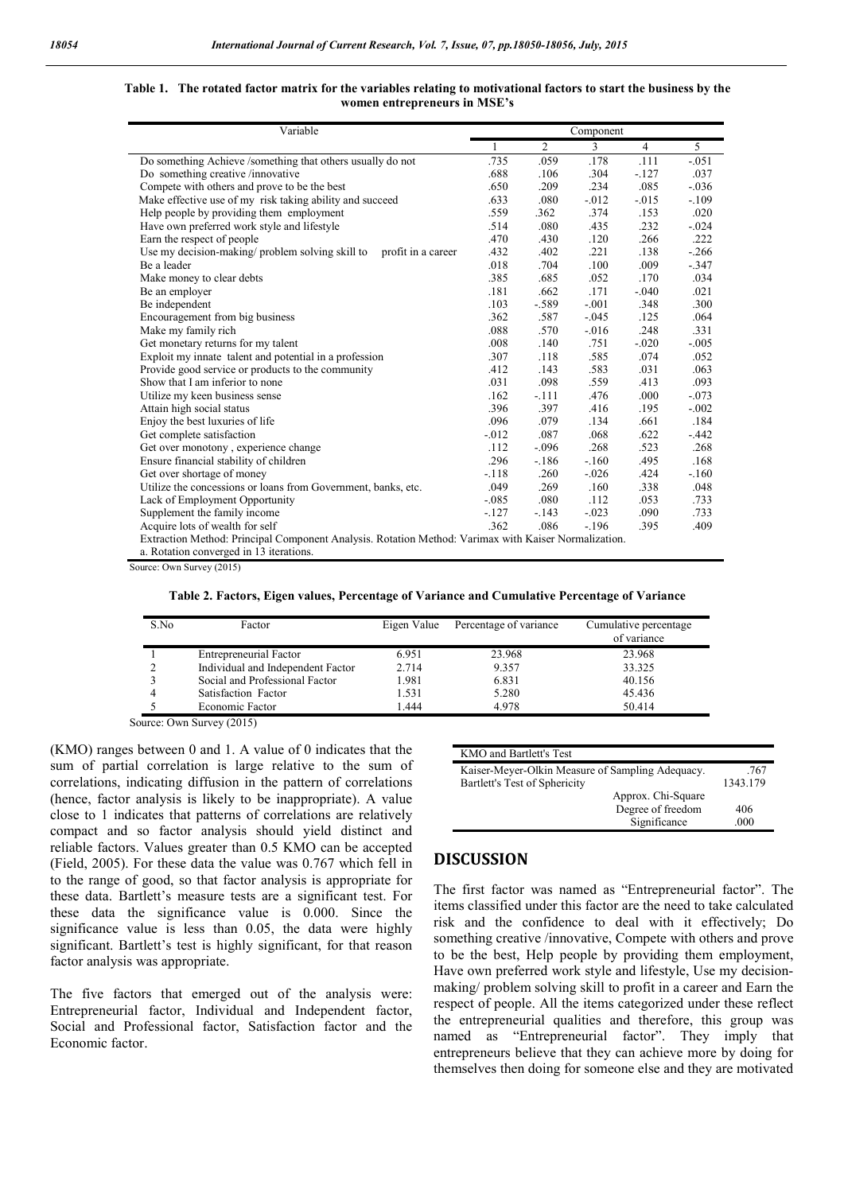**Table 1. The rotated factor matrix for the variables relating to motivational factors to start the business by the women entrepreneurs in MSE's**

| Variable | Component | | | | |
|---|---|---|---|---|---|
| | 1 | 2 | 3 | 4 | 5 |
| Do something Achieve /something that others usually do not | .735 | .059 | .178 | .111 | -.051 |
| Do something creative /innovative | .688 | .106 | .304 | -.127 | .037 |
| Compete with others and prove to be the best | .650 | .209 | .234 | .085 | -.036 |
| Make effective use of my risk taking ability and succeed | .633 | .080 | -.012 | -.015 | -.109 |
| Help people by providing them employment | .559 | .362 | .374 | .153 | .020 |
| Have own preferred work style and lifestyle | .514 | .080 | .435 | .232 | -.024 |
| Earn the respect of people | .470 | .430 | .120 | .266 | .222 |
| Use my decision-making/ problem solving skill to profit in a career | .432 | .402 | .221 | .138 | -.266 |
| Be a leader | .018 | .704 | .100 | .009 | -.347 |
| Make money to clear debts | .385 | .685 | .052 | .170 | .034 |
| Be an employer | .181 | .662 | .171 | -.040 | .021 |
| Be independent | .103 | -.589 | -.001 | .348 | .300 |
| Encouragement from big business | .362 | .587 | -.045 | .125 | .064 |
| Make my family rich | .088 | .570 | -.016 | .248 | .331 |
| Get monetary returns for my talent | .008 | .140 | .751 | -.020 | -.005 |
| Exploit my innate talent and potential in a profession | .307 | .118 | .585 | .074 | .052 |
| Provide good service or products to the community | .412 | .143 | .583 | .031 | .063 |
| Show that I am inferior to none | .031 | .098 | .559 | .413 | .093 |
| Utilize my keen business sense | .162 | -.111 | .476 | .000 | -.073 |
| Attain high social status | .396 | .397 | .416 | .195 | -.002 |
| Enjoy the best luxuries of life | .096 | .079 | .134 | .661 | .184 |
| Get complete satisfaction | -.012 | .087 | .068 | .622 | -.442 |
| Get over monotony , experience change | .112 | -.096 | .268 | .523 | .268 |
| Ensure financial stability of children | .296 | -.186 | -.160 | .495 | .168 |
| Get over shortage of money | -.118 | .260 | -.026 | .424 | -.160 |
| Utilize the concessions or loans from Government, banks, etc. | .049 | .269 | .160 | .338 | .048 |
| Lack of Employment Opportunity | -.085 | .080 | .112 | .053 | .733 |
| Supplement the family income | -.127 | -.143 | -.023 | .090 | .733 |
| Acquire lots of wealth for self | .362 | .086 | -.196 | .395 | .409 |

Extraction Method: Principal Component Analysis. Rotation Method: Varimax with Kaiser Normalization.
a. Rotation converged in 13 iterations.

Source: Own Survey (2015)

**Table 2. Factors, Eigen values, Percentage of Variance and Cumulative Percentage of Variance**

| S.No | Factor | Eigen Value | Percentage of variance | Cumulative percentage of variance |
|---|---|---|---|---|
| 1 | Entrepreneurial Factor | 6.951 | 23.968 | 23.968 |
| 2 | Individual and Independent Factor | 2.714 | 9.357 | 33.325 |
| 3 | Social and Professional Factor | 1.981 | 6.831 | 40.156 |
| 4 | Satisfaction Factor | 1.531 | 5.280 | 45.436 |
| 5 | Economic Factor | 1.444 | 4.978 | 50.414 |

Source: Own Survey (2015)

(KMO) ranges between 0 and 1. A value of 0 indicates that the sum of partial correlation is large relative to the sum of correlations, indicating diffusion in the pattern of correlations (hence, factor analysis is likely to be inappropriate). A value close to 1 indicates that patterns of correlations are relatively compact and so factor analysis should yield distinct and reliable factors. Values greater than 0.5 KMO can be accepted (Field, 2005). For these data the value was 0.767 which fell in to the range of good, so that factor analysis is appropriate for these data. Bartlett's measure tests are a significant test. For these data the significance value is 0.000. Since the significance value is less than 0.05, the data were highly significant. Bartlett's test is highly significant, for that reason factor analysis was appropriate.

The five factors that emerged out of the analysis were: Entrepreneurial factor, Individual and Independent factor, Social and Professional factor, Satisfaction factor and the Economic factor.

| KMO and Bartlett's Test | | |
|---|---|---|
| Kaiser-Meyer-Olkin Measure of Sampling Adequacy. | | .767 |
| Bartlett's Test of Sphericity | | 1343.179 |
| | Approx. Chi-Square | |
| | Degree of freedom | 406 |
| | Significance | .000 |

## DISCUSSION

The first factor was named as "Entrepreneurial factor". The items classified under this factor are the need to take calculated risk and the confidence to deal with it effectively; Do something creative /innovative, Compete with others and prove to be the best, Help people by providing them employment, Have own preferred work style and lifestyle, Use my decision-making/ problem solving skill to profit in a career and Earn the respect of people. All the items categorized under these reflect the entrepreneurial qualities and therefore, this group was named as "Entrepreneurial factor". They imply that entrepreneurs believe that they can achieve more by doing for themselves then doing for someone else and they are motivated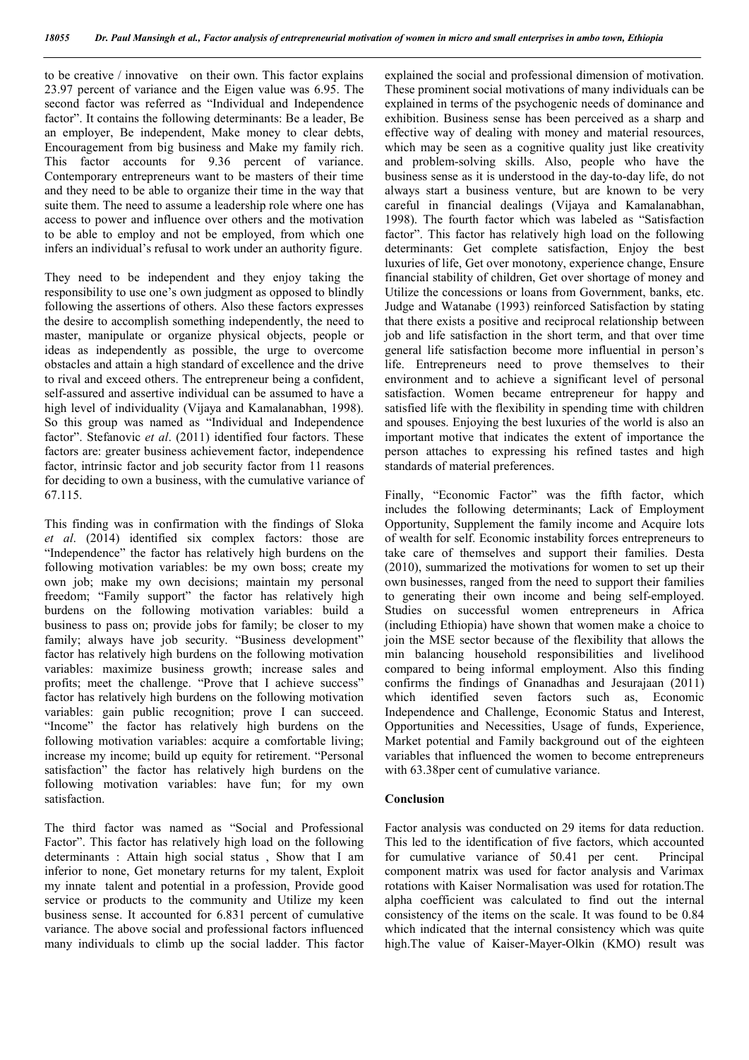to be creative / innovative on their own. This factor explains 23.97 percent of variance and the Eigen value was 6.95. The second factor was referred as "Individual and Independence factor". It contains the following determinants: Be a leader, Be an employer, Be independent, Make money to clear debts, Encouragement from big business and Make my family rich. This factor accounts for 9.36 percent of variance. Contemporary entrepreneurs want to be masters of their time and they need to be able to organize their time in the way that suite them. The need to assume a leadership role where one has access to power and influence over others and the motivation to be able to employ and not be employed, from which one infers an individual's refusal to work under an authority figure.

They need to be independent and they enjoy taking the responsibility to use one's own judgment as opposed to blindly following the assertions of others. Also these factors expresses the desire to accomplish something independently, the need to master, manipulate or organize physical objects, people or ideas as independently as possible, the urge to overcome obstacles and attain a high standard of excellence and the drive to rival and exceed others. The entrepreneur being a confident, self-assured and assertive individual can be assumed to have a high level of individuality (Vijaya and Kamalanabhan, 1998). So this group was named as "Individual and Independence factor". Stefanovic *et al*. (2011) identified four factors. These factors are: greater business achievement factor, independence factor, intrinsic factor and job security factor from 11 reasons for deciding to own a business, with the cumulative variance of 67.115.

This finding was in confirmation with the findings of Sloka *et al*. (2014) identified six complex factors: those are "Independence" the factor has relatively high burdens on the following motivation variables: be my own boss; create my own job; make my own decisions; maintain my personal freedom; "Family support" the factor has relatively high burdens on the following motivation variables: build a business to pass on; provide jobs for family; be closer to my family; always have job security. "Business development" factor has relatively high burdens on the following motivation variables: maximize business growth; increase sales and profits; meet the challenge. "Prove that I achieve success" factor has relatively high burdens on the following motivation variables: gain public recognition; prove I can succeed. "Income" the factor has relatively high burdens on the following motivation variables: acquire a comfortable living; increase my income; build up equity for retirement. "Personal satisfaction" the factor has relatively high burdens on the following motivation variables: have fun; for my own satisfaction.

The third factor was named as "Social and Professional Factor". This factor has relatively high load on the following determinants : Attain high social status , Show that I am inferior to none, Get monetary returns for my talent, Exploit my innate talent and potential in a profession, Provide good service or products to the community and Utilize my keen business sense. It accounted for 6.831 percent of cumulative variance. The above social and professional factors influenced many individuals to climb up the social ladder. This factor explained the social and professional dimension of motivation. These prominent social motivations of many individuals can be explained in terms of the psychogenic needs of dominance and exhibition. Business sense has been perceived as a sharp and effective way of dealing with money and material resources, which may be seen as a cognitive quality just like creativity and problem-solving skills. Also, people who have the business sense as it is understood in the day-to-day life, do not always start a business venture, but are known to be very careful in financial dealings (Vijaya and Kamalanabhan, 1998). The fourth factor which was labeled as "Satisfaction factor". This factor has relatively high load on the following determinants: Get complete satisfaction, Enjoy the best luxuries of life, Get over monotony, experience change, Ensure financial stability of children, Get over shortage of money and Utilize the concessions or loans from Government, banks, etc. Judge and Watanabe (1993) reinforced Satisfaction by stating that there exists a positive and reciprocal relationship between job and life satisfaction in the short term, and that over time general life satisfaction become more influential in person's life. Entrepreneurs need to prove themselves to their environment and to achieve a significant level of personal satisfaction. Women became entrepreneur for happy and satisfied life with the flexibility in spending time with children and spouses. Enjoying the best luxuries of the world is also an important motive that indicates the extent of importance the person attaches to expressing his refined tastes and high standards of material preferences.

Finally, "Economic Factor" was the fifth factor, which includes the following determinants; Lack of Employment Opportunity, Supplement the family income and Acquire lots of wealth for self. Economic instability forces entrepreneurs to take care of themselves and support their families. Desta (2010), summarized the motivations for women to set up their own businesses, ranged from the need to support their families to generating their own income and being self-employed. Studies on successful women entrepreneurs in Africa (including Ethiopia) have shown that women make a choice to join the MSE sector because of the flexibility that allows the min balancing household responsibilities and livelihood compared to being informal employment. Also this finding confirms the findings of Gnanadhas and Jesurajaan (2011) which identified seven factors such as, Economic Independence and Challenge, Economic Status and Interest, Opportunities and Necessities, Usage of funds, Experience, Market potential and Family background out of the eighteen variables that influenced the women to become entrepreneurs with 63.38per cent of cumulative variance.

## Conclusion

Factor analysis was conducted on 29 items for data reduction. This led to the identification of five factors, which accounted for cumulative variance of 50.41 per cent. Principal component matrix was used for factor analysis and Varimax rotations with Kaiser Normalisation was used for rotation.The alpha coefficient was calculated to find out the internal consistency of the items on the scale. It was found to be 0.84 which indicated that the internal consistency which was quite high.The value of Kaiser-Mayer-Olkin (KMO) result was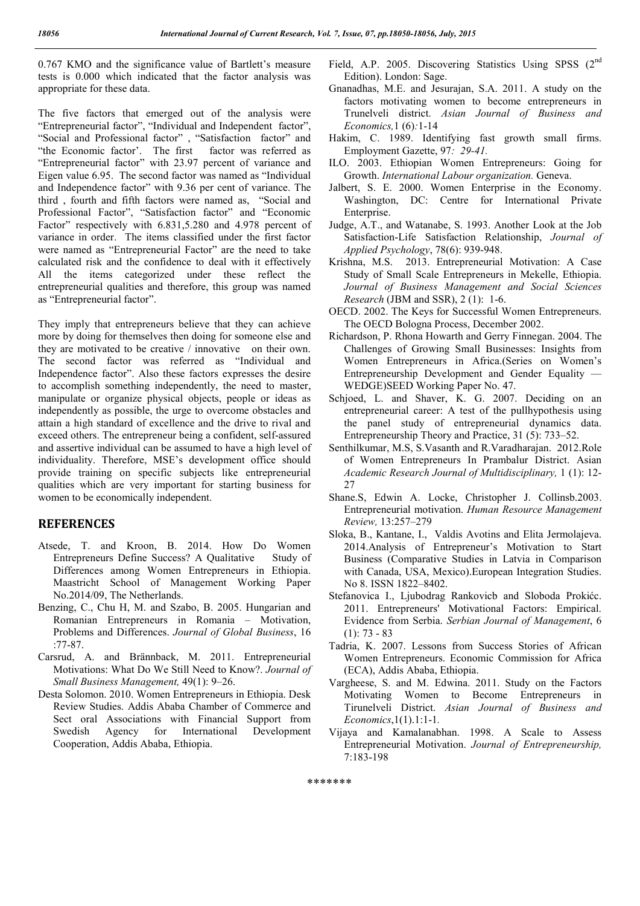0.767 KMO and the significance value of Bartlett's measure tests is 0.000 which indicated that the factor analysis was appropriate for these data.

The five factors that emerged out of the analysis were "Entrepreneurial factor", "Individual and Independent factor", "Social and Professional factor" , "Satisfaction factor" and "the Economic factor'. The first factor was referred as "Entrepreneurial factor" with 23.97 percent of variance and Eigen value 6.95. The second factor was named as "Individual and Independence factor" with 9.36 per cent of variance. The third , fourth and fifth factors were named as, "Social and Professional Factor", "Satisfaction factor" and "Economic Factor" respectively with 6.831,5.280 and 4.978 percent of variance in order. The items classified under the first factor were named as "Entrepreneurial Factor" are the need to take calculated risk and the confidence to deal with it effectively All the items categorized under these reflect the entrepreneurial qualities and therefore, this group was named as "Entrepreneurial factor".

They imply that entrepreneurs believe that they can achieve more by doing for themselves then doing for someone else and they are motivated to be creative / innovative on their own. The second factor was referred as "Individual and Independence factor". Also these factors expresses the desire to accomplish something independently, the need to master, manipulate or organize physical objects, people or ideas as independently as possible, the urge to overcome obstacles and attain a high standard of excellence and the drive to rival and exceed others. The entrepreneur being a confident, self-assured and assertive individual can be assumed to have a high level of individuality. Therefore, MSE's development office should provide training on specific subjects like entrepreneurial qualities which are very important for starting business for women to be economically independent.

## REFERENCES

- Atsede, T. and Kroon, B. 2014. How Do Women Entrepreneurs Define Success? A Qualitative Study of Differences among Women Entrepreneurs in Ethiopia. Maastricht School of Management Working Paper No.2014/09, The Netherlands.
- Benzing, C., Chu H, M. and Szabo, B. 2005. Hungarian and Romanian Entrepreneurs in Romania – Motivation, Problems and Differences. *Journal of Global Business*, 16 :77-87.
- Carsrud, A. and Brännback, M. 2011. Entrepreneurial Motivations: What Do We Still Need to Know?. *Journal of Small Business Management,* 49(1): 9–26.
- Desta Solomon. 2010. Women Entrepreneurs in Ethiopia. Desk Review Studies. Addis Ababa Chamber of Commerce and Sect oral Associations with Financial Support from Swedish Agency for International Development Cooperation, Addis Ababa, Ethiopia.
- Field, A.P. 2005. Discovering Statistics Using SPSS (2nd Edition). London: Sage.
- Gnanadhas, M.E. and Jesurajan, S.A. 2011. A study on the factors motivating women to become entrepreneurs in Trunelveli district. *Asian Journal of Business and Economics,*1 (6)*:*1-14
- Hakim, C. 1989. Identifying fast growth small firms. Employment Gazette, 97*: 29-41.*
- ILO. 2003. Ethiopian Women Entrepreneurs: Going for Growth. *International Labour organization.* Geneva.
- Jalbert, S. E. 2000. Women Enterprise in the Economy. Washington, DC: Centre for International Private Enterprise.
- Judge, A.T., and Watanabe, S. 1993. Another Look at the Job Satisfaction-Life Satisfaction Relationship, *Journal of Applied Psychology*, 78(6): 939-948.
- Krishna, M.S. 2013. Entrepreneurial Motivation: A Case Study of Small Scale Entrepreneurs in Mekelle, Ethiopia. *Journal of Business Management and Social Sciences Research* (JBM and SSR), 2 (1): 1-6.
- OECD. 2002. The Keys for Successful Women Entrepreneurs. The OECD Bologna Process, December 2002.
- Richardson, P. Rhona Howarth and Gerry Finnegan. 2004. The Challenges of Growing Small Businesses: Insights from Women Entrepreneurs in Africa.(Series on Women's Entrepreneurship Development and Gender Equality — WEDGE)SEED Working Paper No. 47.
- Schjoed, L. and Shaver, K. G. 2007. Deciding on an entrepreneurial career: A test of the pullhypothesis using the panel study of entrepreneurial dynamics data. Entrepreneurship Theory and Practice, 31 (5): 733–52.
- Senthilkumar, M.S, S.Vasanth and R.Varadharajan. 2012.Role of Women Entrepreneurs In Prambalur District. Asian *Academic Research Journal of Multidisciplinary,* 1 (1): 12-27
- Shane.S, Edwin A. Locke, Christopher J. Collinsb.2003. Entrepreneurial motivation. *Human Resource Management Review,* 13:257–279
- Sloka, B., Kantane, I., Valdis Avotins and Elita Jermolajeva. 2014.Analysis of Entrepreneur's Motivation to Start Business (Comparative Studies in Latvia in Comparison with Canada, USA, Mexico).European Integration Studies. No 8. ISSN 1822–8402.
- Stefanovica I., Ljubodrag Rankovicb and Sloboda Prokićc. 2011. Entrepreneurs' Motivational Factors: Empirical. Evidence from Serbia. *Serbian Journal of Management*, 6 (1): 73 - 83
- Tadria, K. 2007. Lessons from Success Stories of African Women Entrepreneurs. Economic Commission for Africa (ECA), Addis Ababa, Ethiopia.
- Vargheese, S. and M. Edwina. 2011. Study on the Factors Motivating Women to Become Entrepreneurs in Tirunelveli District. *Asian Journal of Business and Economics*,1(1).1:1-1.
- Vijaya and Kamalanabhan. 1998. A Scale to Assess Entrepreneurial Motivation. *Journal of Entrepreneurship,* 7:183-198

*******